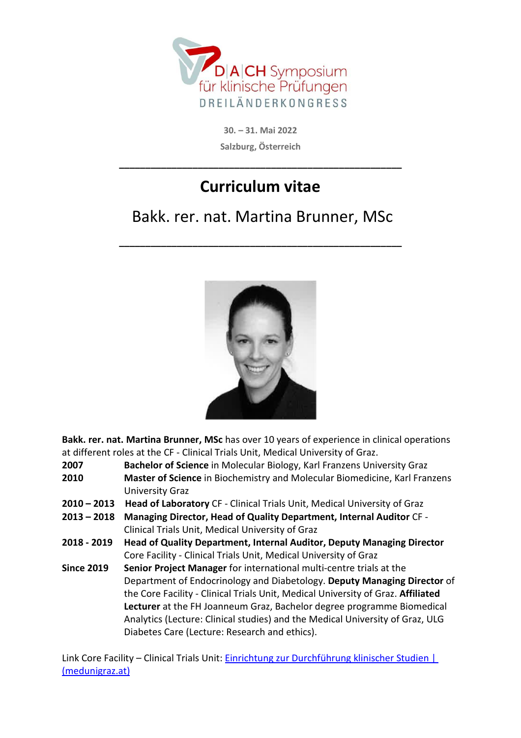D|A|CH Symposium für klinische Prüfungen

DREILÄNDERKONGRESS

30. – 31. Mai 2022

Salzburg, Österreich

---

# Curriculum vitae

## Bakk. rer. nat. Martina Brunner, MSc

---

**Bakk. rer. nat. Martina Brunner, MSc** has over 10 years of experience in clinical operations at different roles at the CF - Clinical Trials Unit, Medical University of Graz.

**2007** **Bachelor of Science** in Molecular Biology, Karl Franzens University Graz

**2010** **Master of Science** in Biochemistry and Molecular Biomedicine, Karl Franzens University Graz

**2010 – 2013** **Head of Laboratory** CF - Clinical Trials Unit, Medical University of Graz

**2013 – 2018** **Managing Director, Head of Quality Department, Internal Auditor** CF - Clinical Trials Unit, Medical University of Graz

**2018 - 2019** **Head of Quality Department, Internal Auditor, Deputy Managing Director** Core Facility - Clinical Trials Unit, Medical University of Graz

**Since 2019** **Senior Project Manager** for international multi-centre trials at the Department of Endocrinology and Diabetology. **Deputy Managing Director** of the Core Facility - Clinical Trials Unit, Medical University of Graz. **Affiliated Lecturer** at the FH Joanneum Graz, Bachelor degree programme Biomedical Analytics (Lecture: Clinical studies) and the Medical University of Graz, ULG Diabetes Care (Lecture: Research and ethics).

Link Core Facility – Clinical Trials Unit: Einrichtung zur Durchführung klinischer Studien | (medunigraz.at)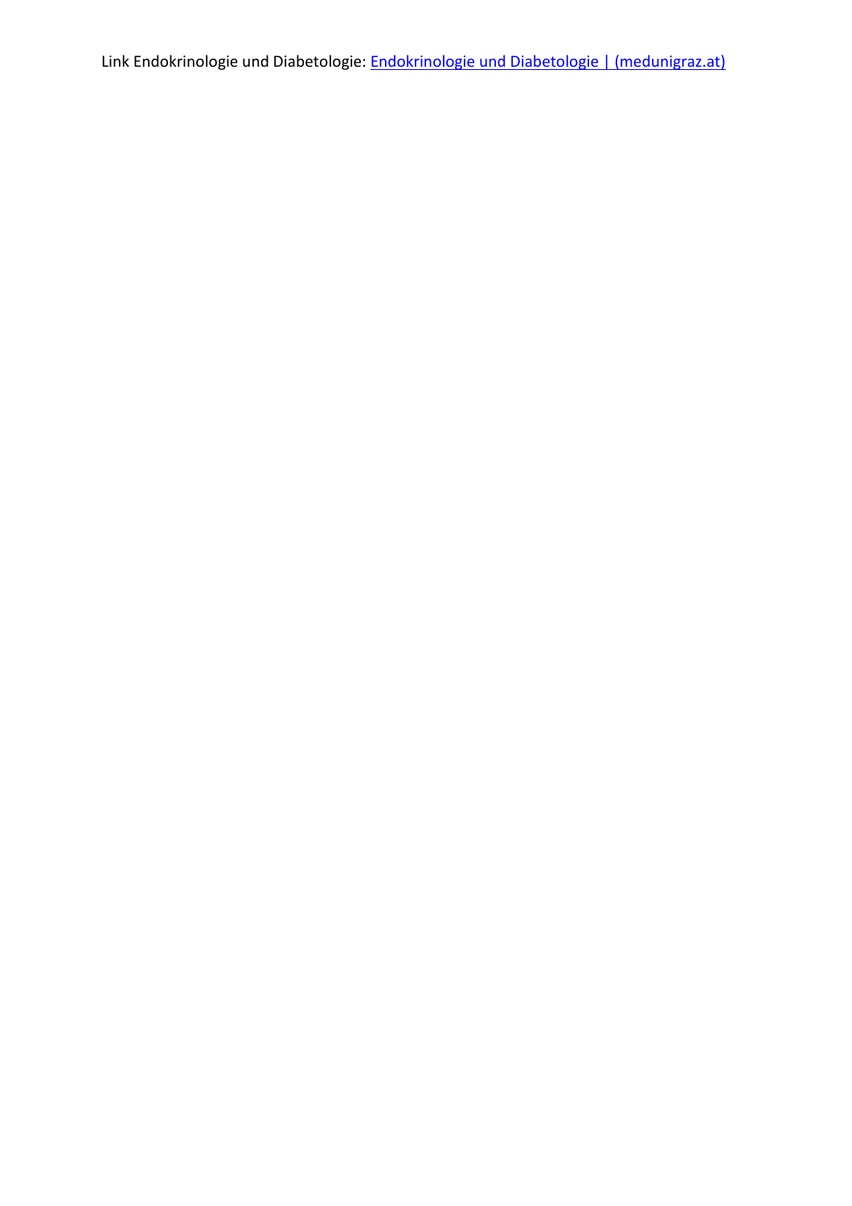Link Endokrinologie und Diabetologie: [Endokrinologie und Diabetologie | (medunigraz.at)]